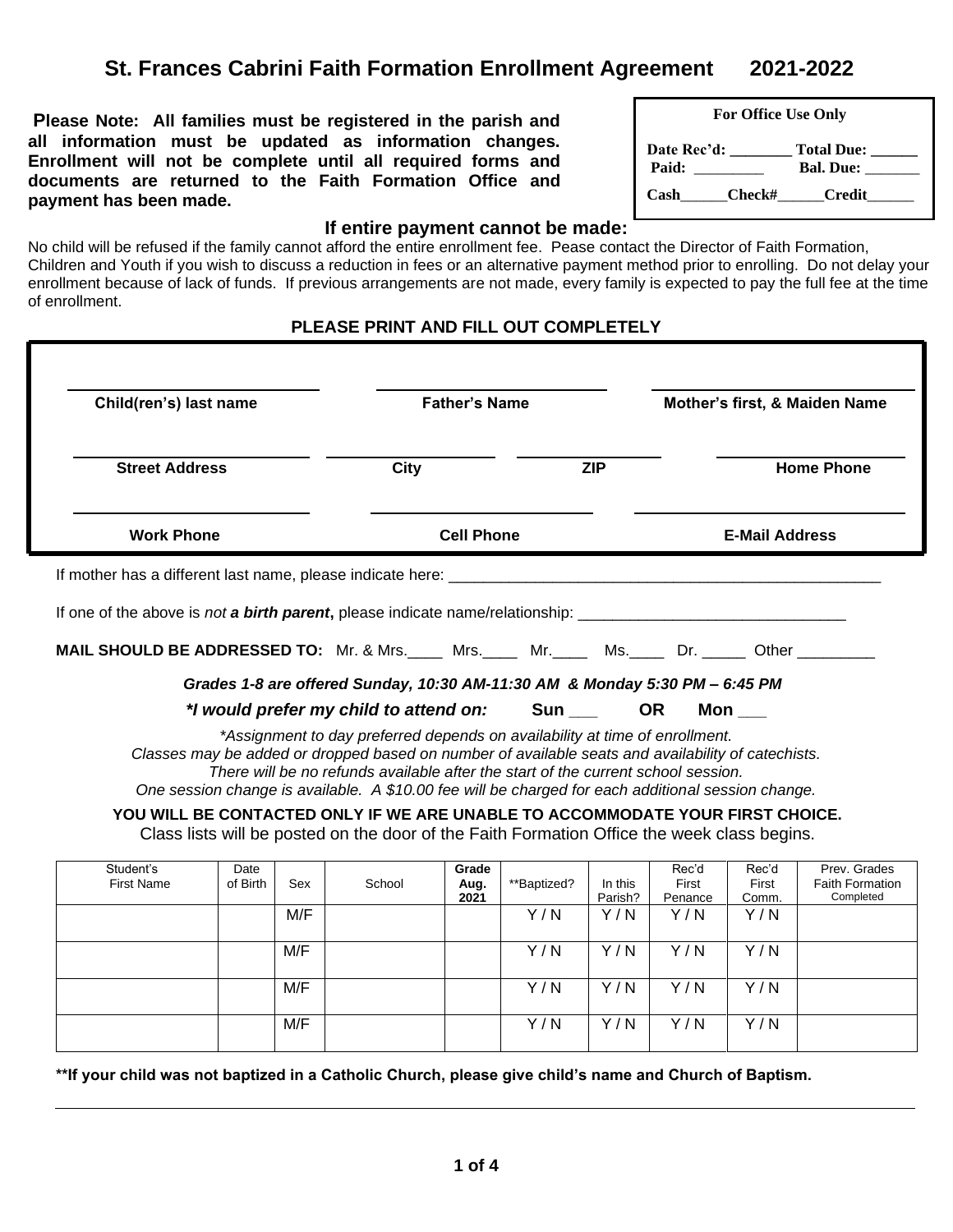# St. Frances Cabrini Faith Formation Enrollment Agreement 2021-2022

**Please Note: All families must be registered in the parish and all information must be updated as information changes. Enrollment will not be complete until all required forms and documents are returned to the Faith Formation Office and payment has been made.**

| For Office Use Only | |
|---|---|
| Date Rec'd: ________ | Total Due: ______ |
| Paid: _________ | Bal. Due: _______ |
| Cash______Check#______Credit______ | |

### If entire payment cannot be made:

No child will be refused if the family cannot afford the entire enrollment fee. Pease contact the Director of Faith Formation, Children and Youth if you wish to discuss a reduction in fees or an alternative payment method prior to enrolling. Do not delay your enrollment because of lack of funds. If previous arrangements are not made, every family is expected to pay the full fee at the time of enrollment.

### PLEASE PRINT AND FILL OUT COMPLETELY

| | | | |
|---|---|---|---|
| **Child(ren's) last name** | **Father's Name** | | **Mother's first, & Maiden Name** |
| **Street Address** | **City** | **ZIP** | **Home Phone** |
| **Work Phone** | **Cell Phone** | | **E-Mail Address** |

If mother has a different last name, please indicate here: ____________________________________________________

If one of the above is *not* ***a birth parent***, please indicate name/relationship: _______________________________

**MAIL SHOULD BE ADDRESSED TO:** Mr. & Mrs.____ Mrs.____ Mr.____ Ms.____ Dr. _____ Other _________

***Grades 1-8 are offered Sunday, 10:30 AM-11:30 AM & Monday 5:30 PM – 6:45 PM***

***\*I would prefer my child to attend on: Sun ___ OR Mon ___***

*\*Assignment to day preferred depends on availability at time of enrollment.*
*Classes may be added or dropped based on number of available seats and availability of catechists.*
*There will be no refunds available after the start of the current school session.*
*One session change is available. A $10.00 fee will be charged for each additional session change.*

**YOU WILL BE CONTACTED ONLY IF WE ARE UNABLE TO ACCOMMODATE YOUR FIRST CHOICE.**

Class lists will be posted on the door of the Faith Formation Office the week class begins.

| Student's First Name | Date of Birth | Sex | School | **Grade Aug. 2021** | **Baptized? | In this Parish? | Rec'd First Penance | Rec'd First Comm. | Prev. Grades Faith Formation Completed |
|---|---|---|---|---|---|---|---|---|---|
| | | M/F | | | Y / N | Y / N | Y / N | Y / N | |
| | | M/F | | | Y / N | Y / N | Y / N | Y / N | |
| | | M/F | | | Y / N | Y / N | Y / N | Y / N | |
| | | M/F | | | Y / N | Y / N | Y / N | Y / N | |

**\*\*If your child was not baptized in a Catholic Church, please give child's name and Church of Baptism.**

_______________________________________________________________________________________________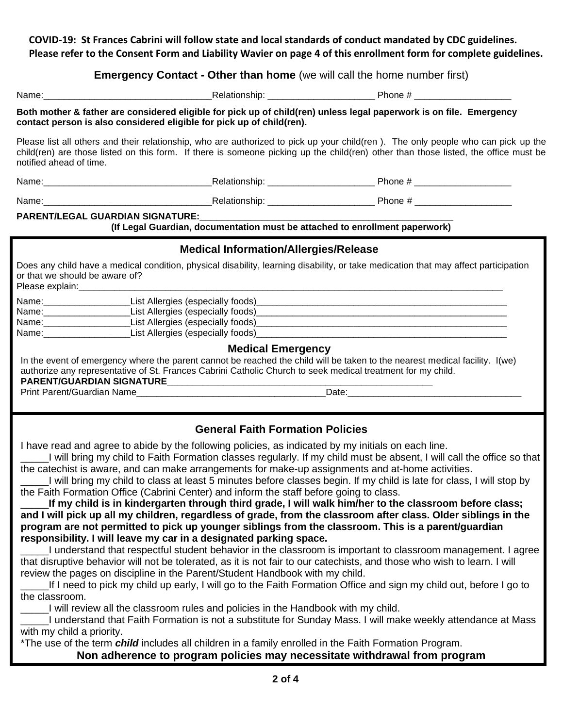**COVID-19: St Frances Cabrini will follow state and local standards of conduct mandated by CDC guidelines. Please refer to the Consent Form and Liability Wavier on page 4 of this enrollment form for complete guidelines.**

### **Emergency Contact - Other than home** (we will call the home number first)

Name:_________________________________Relationship: _____________________ Phone # ___________________

**Both mother & father are considered eligible for pick up of child(ren) unless legal paperwork is on file. Emergency contact person is also considered eligible for pick up of child(ren).**

Please list all others and their relationship, who are authorized to pick up your child(ren ). The only people who can pick up the child(ren) are those listed on this form. If there is someone picking up the child(ren) other than those listed, the office must be notified ahead of time.

Name:_________________________________Relationship: _____________________ Phone # ___________________

Name:_________________________________Relationship: _____________________ Phone # ___________________

**PARENT/LEGAL GUARDIAN SIGNATURE:**_________________________________________________

**(If Legal Guardian, documentation must be attached to enrollment paperwork)**

### Medical Information/Allergies/Release

Does any child have a medical condition, physical disability, learning disability, or take medication that may affect participation or that we should be aware of?

Please explain:_________________________________________________________________________________

Name:_________________List Allergies (especially foods)__________________________________________________

Name:_________________List Allergies (especially foods)__________________________________________________

Name:_________________List Allergies (especially foods)__________________________________________________

Name:_________________List Allergies (especially foods)__________________________________________________

### Medical Emergency

In the event of emergency where the parent cannot be reached the child will be taken to the nearest medical facility. I(we) authorize any representative of St. Frances Cabrini Catholic Church to seek medical treatment for my child.

**PARENT/GUARDIAN SIGNATURE**_____________________________________________________

Print Parent/Guardian Name_______________________________________Date:__________________________________

### General Faith Formation Policies

I have read and agree to abide by the following policies, as indicated by my initials on each line.

_____I will bring my child to Faith Formation classes regularly. If my child must be absent, I will call the office so that the catechist is aware, and can make arrangements for make-up assignments and at-home activities.

_____I will bring my child to class at least 5 minutes before classes begin. If my child is late for class, I will stop by the Faith Formation Office (Cabrini Center) and inform the staff before going to class.

_____**If my child is in kindergarten through third grade, I will walk him/her to the classroom before class; and I will pick up all my children, regardless of grade, from the classroom after class. Older siblings in the program are not permitted to pick up younger siblings from the classroom. This is a parent/guardian responsibility. I will leave my car in a designated parking space.**

_____I understand that respectful student behavior in the classroom is important to classroom management. I agree that disruptive behavior will not be tolerated, as it is not fair to our catechists, and those who wish to learn. I will review the pages on discipline in the Parent/Student Handbook with my child.

_____If I need to pick my child up early, I will go to the Faith Formation Office and sign my child out, before I go to the classroom.

_____I will review all the classroom rules and policies in the Handbook with my child.

_____I understand that Faith Formation is not a substitute for Sunday Mass. I will make weekly attendance at Mass with my child a priority.

*The use of the term ***child*** includes all children in a family enrolled in the Faith Formation Program.

**Non adherence to program policies may necessitate withdrawal from program**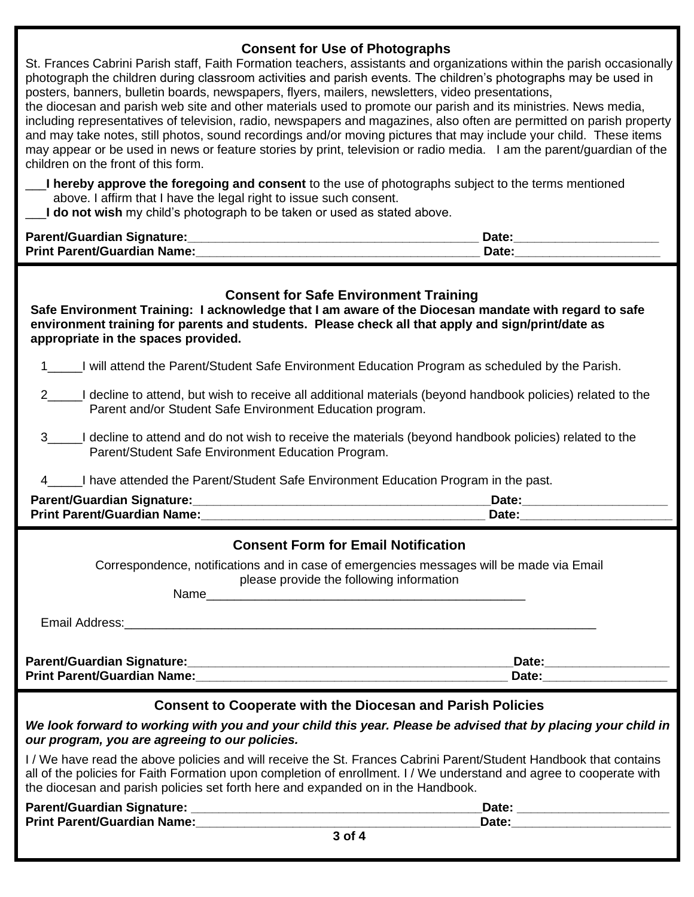## Consent for Use of Photographs

St. Frances Cabrini Parish staff, Faith Formation teachers, assistants and organizations within the parish occasionally photograph the children during classroom activities and parish events. The children's photographs may be used in posters, banners, bulletin boards, newspapers, flyers, mailers, newsletters, video presentations, the diocesan and parish web site and other materials used to promote our parish and its ministries. News media, including representatives of television, radio, newspapers and magazines, also often are permitted on parish property and may take notes, still photos, sound recordings and/or moving pictures that may include your child. These items may appear or be used in news or feature stories by print, television or radio media. I am the parent/guardian of the children on the front of this form.

___**I hereby approve the foregoing and consent** to the use of photographs subject to the terms mentioned above. I affirm that I have the legal right to issue such consent.
___**I do not wish** my child's photograph to be taken or used as stated above.

**Parent/Guardian Signature:**_____________________________________________ **Date:**_____________________
**Print Parent/Guardian Name:**___________________________________________ **Date:**_____________________

## Consent for Safe Environment Training

**Safe Environment Training: I acknowledge that I am aware of the Diocesan mandate with regard to safe environment training for parents and students. Please check all that apply and sign/print/date as appropriate in the spaces provided.**

1_____I will attend the Parent/Student Safe Environment Education Program as scheduled by the Parish.

2_____I decline to attend, but wish to receive all additional materials (beyond handbook policies) related to the Parent and/or Student Safe Environment Education program.

3_____I decline to attend and do not wish to receive the materials (beyond handbook policies) related to the Parent/Student Safe Environment Education Program.

4_____I have attended the Parent/Student Safe Environment Education Program in the past.

**Parent/Guardian Signature:**_____________________________________________**Date:**_____________________
**Print Parent/Guardian Name:**___________________________________________ **Date:**_____________________

## Consent Form for Email Notification

Correspondence, notifications and in case of emergencies messages will be made via Email please provide the following information

Name_________________________________________________

Email Address:_______________________________________________________________________

**Parent/Guardian Signature:**__________________________________________________**Date:**__________________
**Print Parent/Guardian Name:**_______________________________________________ **Date:**__________________

## Consent to Cooperate with the Diocesan and Parish Policies

***We look forward to working with you and your child this year. Please be advised that by placing your child in our program, you are agreeing to our policies.***

I / We have read the above policies and will receive the St. Frances Cabrini Parent/Student Handbook that contains all of the policies for Faith Formation upon completion of enrollment. I / We understand and agree to cooperate with the diocesan and parish policies set forth here and expanded on in the Handbook.

**Parent/Guardian Signature:** ____________________________________________**Date:** _____________________
**Print Parent/Guardian Name:**___________________________________________**Date:**_____________________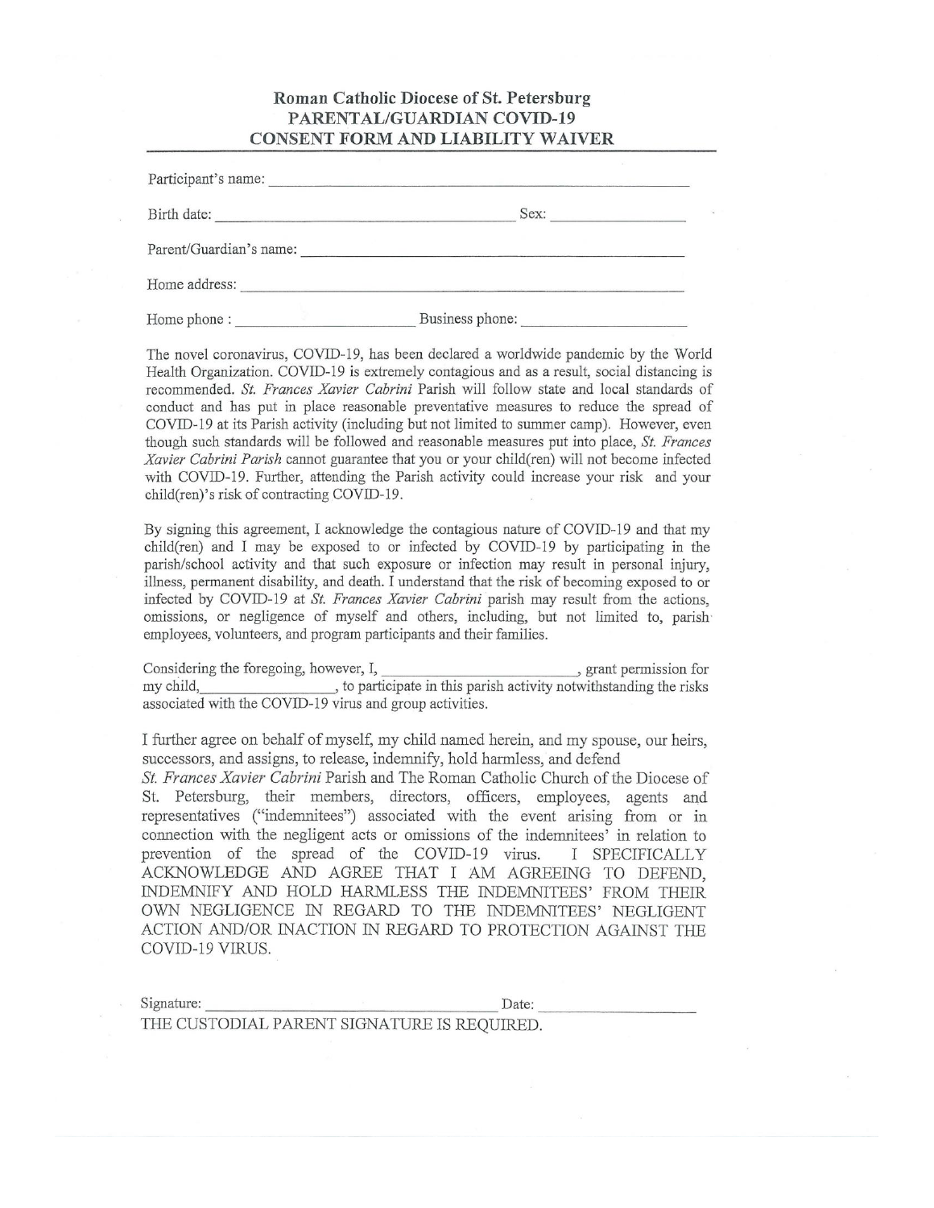## Roman Catholic Diocese of St. Petersburg
## PARENTAL/GUARDIAN COVID-19
## CONSENT FORM AND LIABILITY WAIVER

Participant's name: ____________________________________________

Birth date: ______________________________ Sex: ______________

Parent/Guardian's name: ________________________________________

Home address: _________________________________________________

Home phone : ____________________ Business phone: ________________

The novel coronavirus, COVID-19, has been declared a worldwide pandemic by the World Health Organization. COVID-19 is extremely contagious and as a result, social distancing is recommended. *St. Frances Xavier Cabrini* Parish will follow state and local standards of conduct and has put in place reasonable preventative measures to reduce the spread of COVID-19 at its Parish activity (including but not limited to summer camp). However, even though such standards will be followed and reasonable measures put into place, *St. Frances Xavier Cabrini Parish* cannot guarantee that you or your child(ren) will not become infected with COVID-19. Further, attending the Parish activity could increase your risk and your child(ren)'s risk of contracting COVID-19.

By signing this agreement, I acknowledge the contagious nature of COVID-19 and that my child(ren) and I may be exposed to or infected by COVID-19 by participating in the parish/school activity and that such exposure or infection may result in personal injury, illness, permanent disability, and death. I understand that the risk of becoming exposed to or infected by COVID-19 at *St. Frances Xavier Cabrini* parish may result from the actions, omissions, or negligence of myself and others, including, but not limited to, parish employees, volunteers, and program participants and their families.

Considering the foregoing, however, I, ________________________, grant permission for my child, ________________, to participate in this parish activity notwithstanding the risks associated with the COVID-19 virus and group activities.

I further agree on behalf of myself, my child named herein, and my spouse, our heirs, successors, and assigns, to release, indemnify, hold harmless, and defend *St. Frances Xavier Cabrini* Parish and The Roman Catholic Church of the Diocese of St. Petersburg, their members, directors, officers, employees, agents and representatives ("indemnitees") associated with the event arising from or in connection with the negligent acts or omissions of the indemnitees' in relation to prevention of the spread of the COVID-19 virus. I SPECIFICALLY ACKNOWLEDGE AND AGREE THAT I AM AGREEING TO DEFEND, INDEMNIFY AND HOLD HARMLESS THE INDEMNITEES' FROM THEIR OWN NEGLIGENCE IN REGARD TO THE INDEMNITEES' NEGLIGENT ACTION AND/OR INACTION IN REGARD TO PROTECTION AGAINST THE COVID-19 VIRUS.

Signature: ________________________________ Date: ________________

THE CUSTODIAL PARENT SIGNATURE IS REQUIRED.